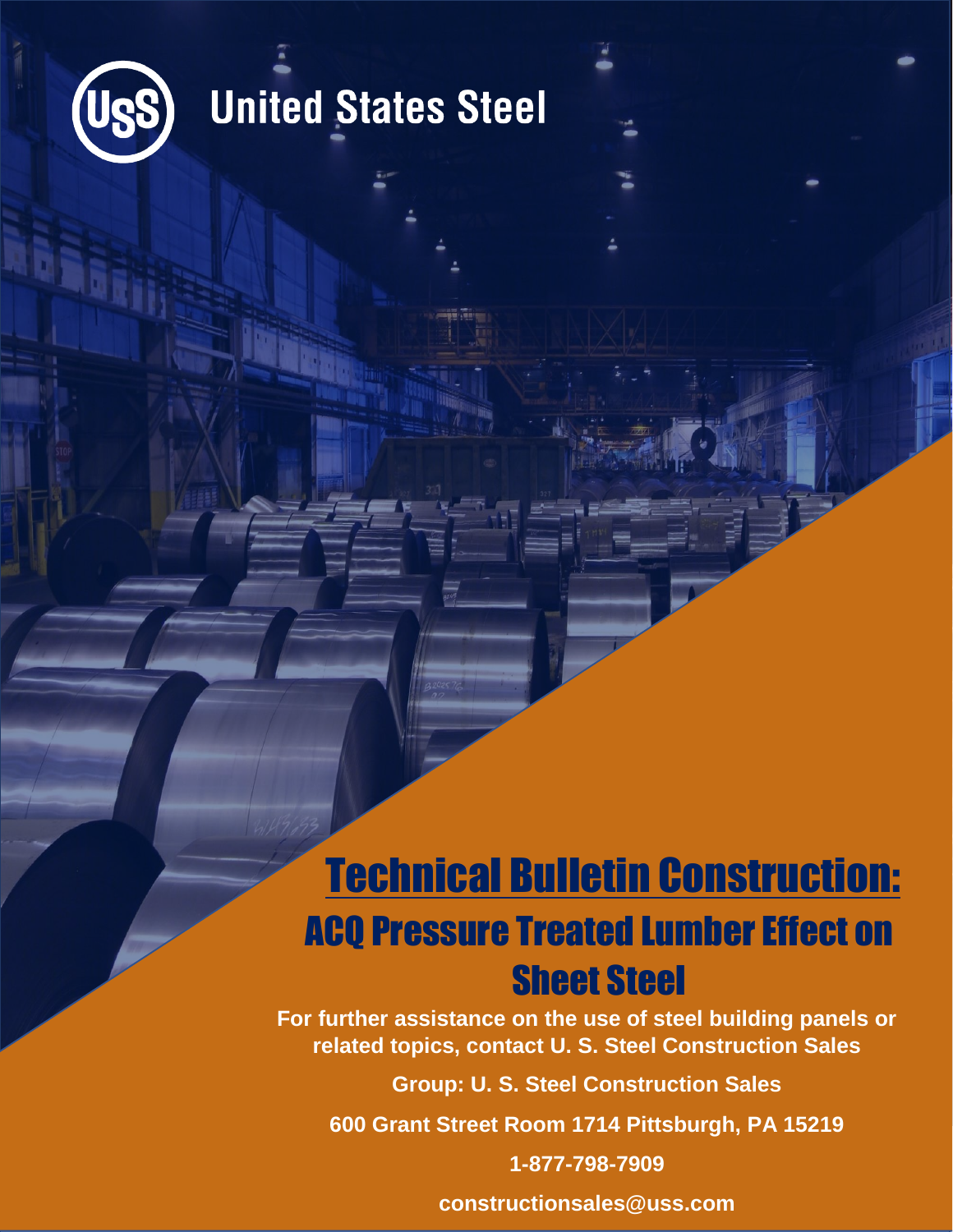United States Steel

# Technical Bulletin Construction:

## ACQ Pressure Treated Lumber Effect on Sheet Steel

**For further assistance on the use of steel building panels or related topics, contact U. S. Steel Construction Sales**

**Group: U. S. Steel Construction Sales**

**600 Grant Street Room 1714 Pittsburgh, PA 15219**

**1-877-798-7909**

**constructionsales@uss.com**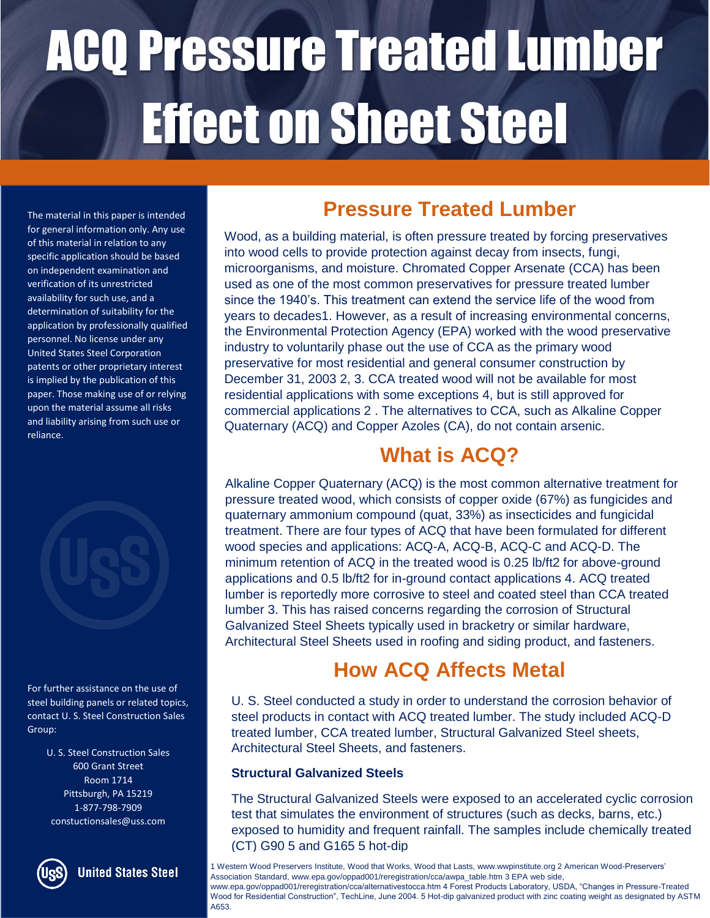# ACQ Pressure Treated Lumber Effect on Sheet Steel

The material in this paper is intended for general information only. Any use of this material in relation to any specific application should be based on independent examination and verification of its unrestricted availability for such use, and a determination of suitability for the application by professionally qualified personnel. No license under any United States Steel Corporation patents or other proprietary interest is implied by the publication of this paper. Those making use of or relying upon the material assume all risks and liability arising from such use or reliance.

For further assistance on the use of steel building panels or related topics, contact U. S. Steel Construction Sales Group:

U. S. Steel Construction Sales
600 Grant Street
Room 1714
Pittsburgh, PA 15219
1-877-798-7909
constuctionsales@uss.com

United States Steel

## Pressure Treated Lumber

Wood, as a building material, is often pressure treated by forcing preservatives into wood cells to provide protection against decay from insects, fungi, microorganisms, and moisture. Chromated Copper Arsenate (CCA) has been used as one of the most common preservatives for pressure treated lumber since the 1940's. This treatment can extend the service life of the wood from years to decades[1]. However, as a result of increasing environmental concerns, the Environmental Protection Agency (EPA) worked with the wood preservative industry to voluntarily phase out the use of CCA as the primary wood preservative for most residential and general consumer construction by December 31, 2003 [2, 3]. CCA treated wood will not be available for most residential applications with some exceptions [4], but is still approved for commercial applications [2]. The alternatives to CCA, such as Alkaline Copper Quaternary (ACQ) and Copper Azoles (CA), do not contain arsenic.

## What is ACQ?

Alkaline Copper Quaternary (ACQ) is the most common alternative treatment for pressure treated wood, which consists of copper oxide (67%) as fungicides and quaternary ammonium compound (quat, 33%) as insecticides and fungicidal treatment. There are four types of ACQ that have been formulated for different wood species and applications: ACQ-A, ACQ-B, ACQ-C and ACQ-D. The minimum retention of ACQ in the treated wood is 0.25 lb/ft2 for above-ground applications and 0.5 lb/ft2 for in-ground contact applications [4]. ACQ treated lumber is reportedly more corrosive to steel and coated steel than CCA treated lumber [3]. This has raised concerns regarding the corrosion of Structural Galvanized Steel Sheets typically used in bracketry or similar hardware, Architectural Steel Sheets used in roofing and siding product, and fasteners.

## How ACQ Affects Metal

U. S. Steel conducted a study in order to understand the corrosion behavior of steel products in contact with ACQ treated lumber. The study included ACQ-D treated lumber, CCA treated lumber, Structural Galvanized Steel sheets, Architectural Steel Sheets, and fasteners.

### Structural Galvanized Steels

The Structural Galvanized Steels were exposed to an accelerated cyclic corrosion test that simulates the environment of structures (such as decks, barns, etc.) exposed to humidity and frequent rainfall. The samples include chemically treated (CT) G90 [5] and G165 [5] hot-dip

1 Western Wood Preservers Institute, Wood that Works, Wood that Lasts, www.wwpinstitute.org 2 American Wood-Preservers' Association Standard, www.epa.gov/oppad001/reregistration/cca/awpa_table.htm 3 EPA web side, www.epa.gov/oppad001/reregistration/cca/alternativestocca.htm 4 Forest Products Laboratory, USDA, "Changes in Pressure-Treated Wood for Residential Construction", TechLine, June 2004. 5 Hot-dip galvanized product with zinc coating weight as designated by ASTM A653.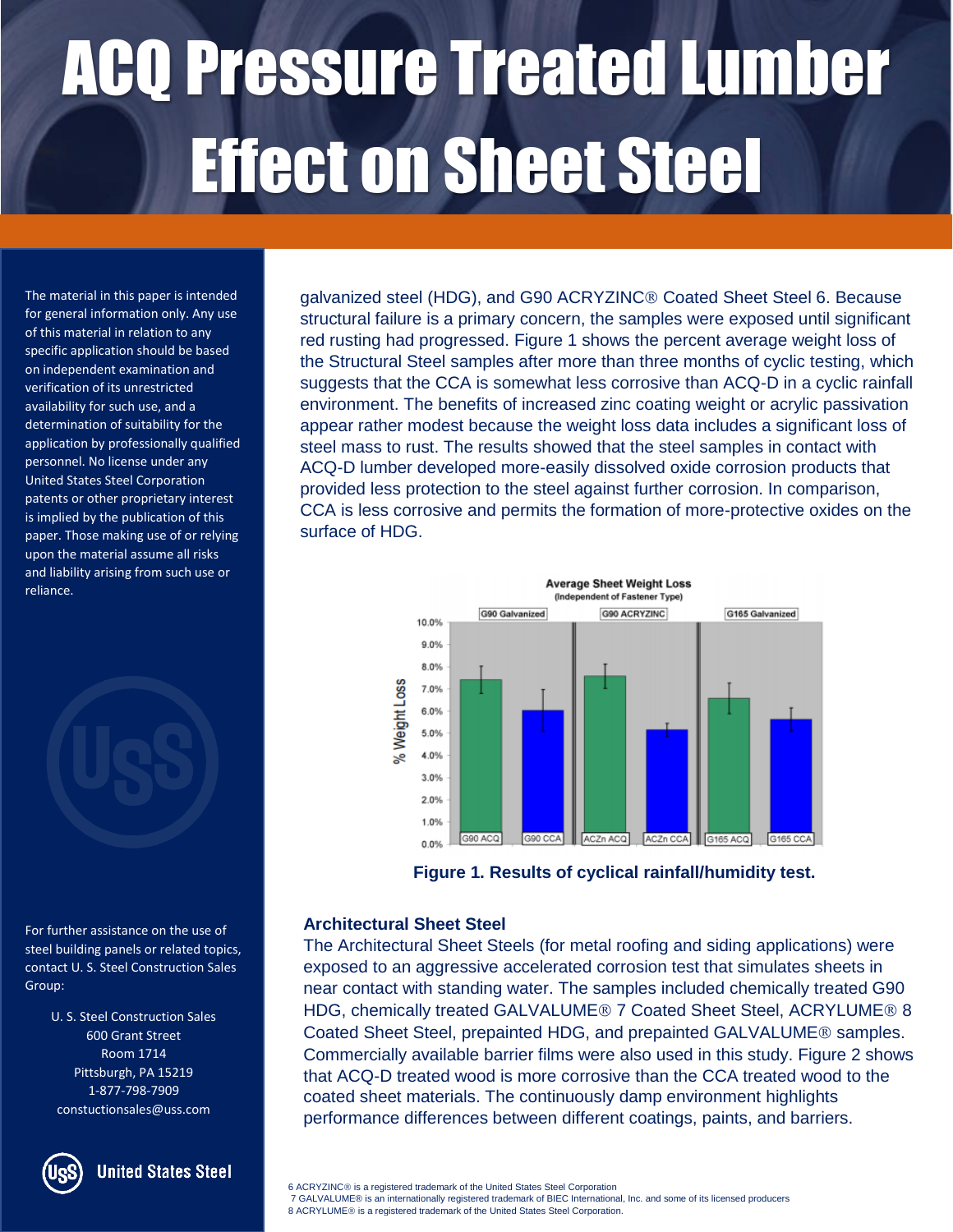# ACQ Pressure Treated Lumber Effect on Sheet Steel

The material in this paper is intended for general information only. Any use of this material in relation to any specific application should be based on independent examination and verification of its unrestricted availability for such use, and a determination of suitability for the application by professionally qualified personnel. No license under any United States Steel Corporation patents or other proprietary interest is implied by the publication of this paper. Those making use of or relying upon the material assume all risks and liability arising from such use or reliance.

For further assistance on the use of steel building panels or related topics, contact U. S. Steel Construction Sales Group:

U. S. Steel Construction Sales
600 Grant Street
Room 1714
Pittsburgh, PA 15219
1-877-798-7909
constuctionsales@uss.com

galvanized steel (HDG), and G90 ACRYZINC® Coated Sheet Steel 6. Because structural failure is a primary concern, the samples were exposed until significant red rusting had progressed. Figure 1 shows the percent average weight loss of the Structural Steel samples after more than three months of cyclic testing, which suggests that the CCA is somewhat less corrosive than ACQ-D in a cyclic rainfall environment. The benefits of increased zinc coating weight or acrylic passivation appear rather modest because the weight loss data includes a significant loss of steel mass to rust. The results showed that the steel samples in contact with ACQ-D lumber developed more-easily dissolved oxide corrosion products that provided less protection to the steel against further corrosion. In comparison, CCA is less corrosive and permits the formation of more-protective oxides on the surface of HDG.

**Figure 1. Results of cyclical rainfall/humidity test.**

### Architectural Sheet Steel

The Architectural Sheet Steels (for metal roofing and siding applications) were exposed to an aggressive accelerated corrosion test that simulates sheets in near contact with standing water. The samples included chemically treated G90 HDG, chemically treated GALVALUME® 7 Coated Sheet Steel, ACRYLUME® 8 Coated Sheet Steel, prepainted HDG, and prepainted GALVALUME® samples. Commercially available barrier films were also used in this study. Figure 2 shows that ACQ-D treated wood is more corrosive than the CCA treated wood to the coated sheet materials. The continuously damp environment highlights performance differences between different coatings, paints, and barriers.

6 ACRYZINC® is a registered trademark of the United States Steel Corporation
7 GALVALUME® is an internationally registered trademark of BIEC International, Inc. and some of its licensed producers
8 ACRYLUME® is a registered trademark of the United States Steel Corporation.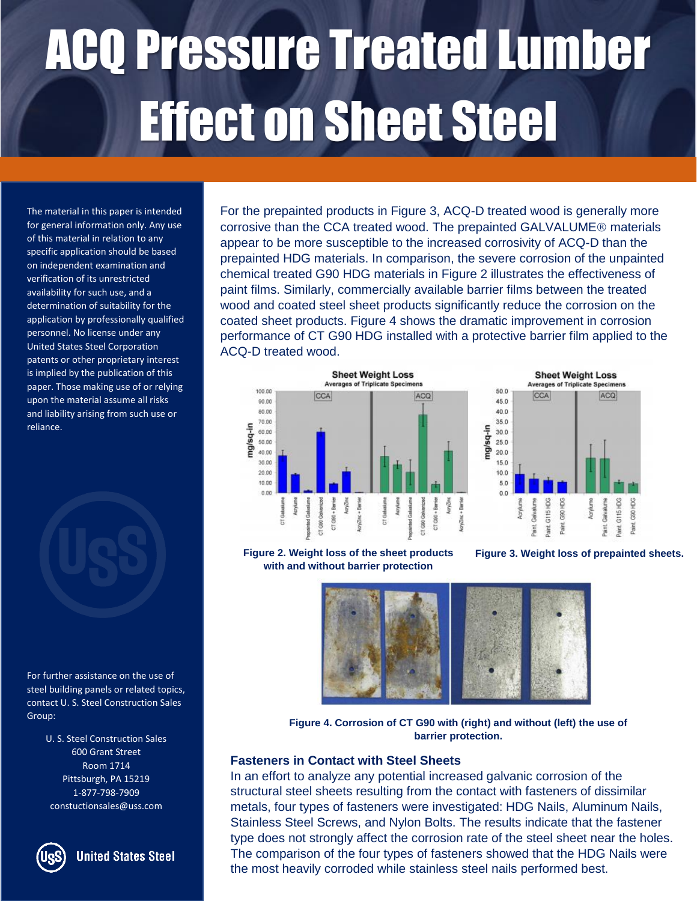# ACQ Pressure Treated Lumber Effect on Sheet Steel

The material in this paper is intended for general information only. Any use of this material in relation to any specific application should be based on independent examination and verification of its unrestricted availability for such use, and a determination of suitability for the application by professionally qualified personnel. No license under any United States Steel Corporation patents or other proprietary interest is implied by the publication of this paper. Those making use of or relying upon the material assume all risks and liability arising from such use or reliance.

For further assistance on the use of steel building panels or related topics, contact U. S. Steel Construction Sales Group:

U. S. Steel Construction Sales
600 Grant Street
Room 1714
Pittsburgh, PA 15219
1-877-798-7909
constuctionsales@uss.com

For the prepainted products in Figure 3, ACQ-D treated wood is generally more corrosive than the CCA treated wood. The prepainted GALVALUME® materials appear to be more susceptible to the increased corrosivity of ACQ-D than the prepainted HDG materials. In comparison, the severe corrosion of the unpainted chemical treated G90 HDG materials in Figure 2 illustrates the effectiveness of paint films. Similarly, commercially available barrier films between the treated wood and coated steel sheet products significantly reduce the corrosion on the coated sheet products. Figure 4 shows the dramatic improvement in corrosion performance of CT G90 HDG installed with a protective barrier film applied to the ACQ-D treated wood.

**Figure 2. Weight loss of the sheet products with and without barrier protection**

**Figure 3. Weight loss of prepainted sheets.**

**Figure 4. Corrosion of CT G90 with (right) and without (left) the use of barrier protection.**

### Fasteners in Contact with Steel Sheets

In an effort to analyze any potential increased galvanic corrosion of the structural steel sheets resulting from the contact with fasteners of dissimilar metals, four types of fasteners were investigated: HDG Nails, Aluminum Nails, Stainless Steel Screws, and Nylon Bolts. The results indicate that the fastener type does not strongly affect the corrosion rate of the steel sheet near the holes. The comparison of the four types of fasteners showed that the HDG Nails were the most heavily corroded while stainless steel nails performed best.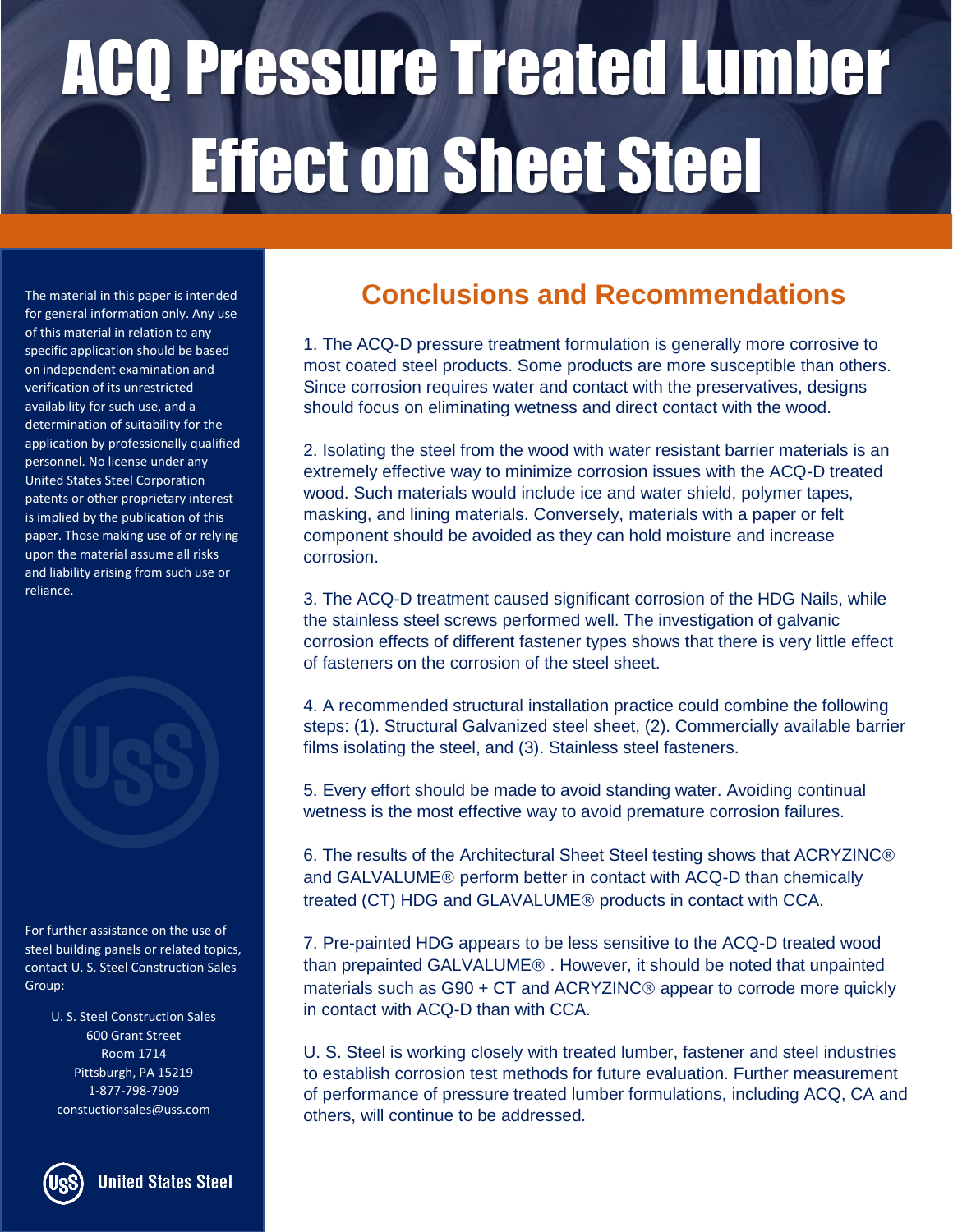# ACQ Pressure Treated Lumber Effect on Sheet Steel

The material in this paper is intended for general information only. Any use of this material in relation to any specific application should be based on independent examination and verification of its unrestricted availability for such use, and a determination of suitability for the application by professionally qualified personnel. No license under any United States Steel Corporation patents or other proprietary interest is implied by the publication of this paper. Those making use of or relying upon the material assume all risks and liability arising from such use or reliance.

For further assistance on the use of steel building panels or related topics, contact U. S. Steel Construction Sales Group:

U. S. Steel Construction Sales
600 Grant Street
Room 1714
Pittsburgh, PA 15219
1-877-798-7909
constuctionsales@uss.com

United States Steel

## Conclusions and Recommendations

1. The ACQ-D pressure treatment formulation is generally more corrosive to most coated steel products. Some products are more susceptible than others. Since corrosion requires water and contact with the preservatives, designs should focus on eliminating wetness and direct contact with the wood.

2. Isolating the steel from the wood with water resistant barrier materials is an extremely effective way to minimize corrosion issues with the ACQ-D treated wood. Such materials would include ice and water shield, polymer tapes, masking, and lining materials. Conversely, materials with a paper or felt component should be avoided as they can hold moisture and increase corrosion.

3. The ACQ-D treatment caused significant corrosion of the HDG Nails, while the stainless steel screws performed well. The investigation of galvanic corrosion effects of different fastener types shows that there is very little effect of fasteners on the corrosion of the steel sheet.

4. A recommended structural installation practice could combine the following steps: (1). Structural Galvanized steel sheet, (2). Commercially available barrier films isolating the steel, and (3). Stainless steel fasteners.

5. Every effort should be made to avoid standing water. Avoiding continual wetness is the most effective way to avoid premature corrosion failures.

6. The results of the Architectural Sheet Steel testing shows that ACRYZINC® and GALVALUME® perform better in contact with ACQ-D than chemically treated (CT) HDG and GLAVALUME® products in contact with CCA.

7. Pre-painted HDG appears to be less sensitive to the ACQ-D treated wood than prepainted GALVALUME® . However, it should be noted that unpainted materials such as G90 + CT and ACRYZINC® appear to corrode more quickly in contact with ACQ-D than with CCA.

U. S. Steel is working closely with treated lumber, fastener and steel industries to establish corrosion test methods for future evaluation. Further measurement of performance of pressure treated lumber formulations, including ACQ, CA and others, will continue to be addressed.